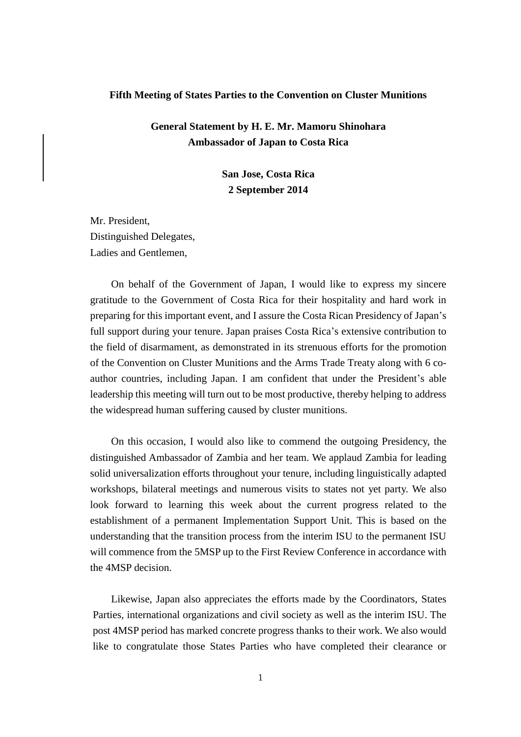**Fifth Meeting of States Parties to the Convention on Cluster Munitions**

**General Statement by H. E. Mr. Mamoru Shinohara**
**Ambassador of Japan to Costa Rica**

**San Jose, Costa Rica**
**2 September 2014**

Mr. President,
Distinguished Delegates,
Ladies and Gentlemen,

On behalf of the Government of Japan, I would like to express my sincere gratitude to the Government of Costa Rica for their hospitality and hard work in preparing for this important event, and I assure the Costa Rican Presidency of Japan's full support during your tenure. Japan praises Costa Rica's extensive contribution to the field of disarmament, as demonstrated in its strenuous efforts for the promotion of the Convention on Cluster Munitions and the Arms Trade Treaty along with 6 co-author countries, including Japan. I am confident that under the President's able leadership this meeting will turn out to be most productive, thereby helping to address the widespread human suffering caused by cluster munitions.

On this occasion, I would also like to commend the outgoing Presidency, the distinguished Ambassador of Zambia and her team. We applaud Zambia for leading solid universalization efforts throughout your tenure, including linguistically adapted workshops, bilateral meetings and numerous visits to states not yet party. We also look forward to learning this week about the current progress related to the establishment of a permanent Implementation Support Unit. This is based on the understanding that the transition process from the interim ISU to the permanent ISU will commence from the 5MSP up to the First Review Conference in accordance with the 4MSP decision.

Likewise, Japan also appreciates the efforts made by the Coordinators, States Parties, international organizations and civil society as well as the interim ISU. The post 4MSP period has marked concrete progress thanks to their work. We also would like to congratulate those States Parties who have completed their clearance or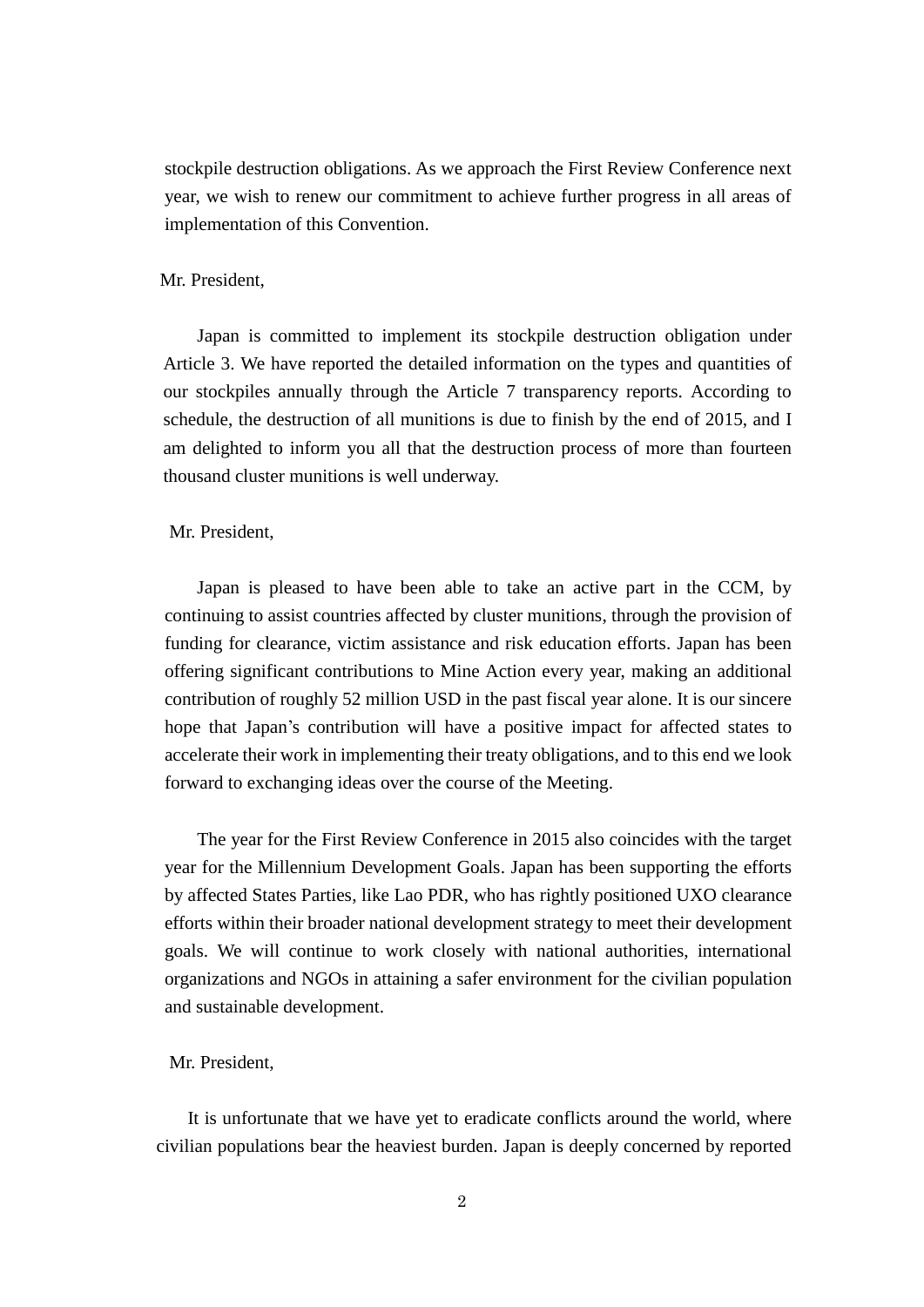stockpile destruction obligations. As we approach the First Review Conference next year, we wish to renew our commitment to achieve further progress in all areas of implementation of this Convention.

Mr. President,

Japan is committed to implement its stockpile destruction obligation under Article 3. We have reported the detailed information on the types and quantities of our stockpiles annually through the Article 7 transparency reports. According to schedule, the destruction of all munitions is due to finish by the end of 2015, and I am delighted to inform you all that the destruction process of more than fourteen thousand cluster munitions is well underway.

Mr. President,

Japan is pleased to have been able to take an active part in the CCM, by continuing to assist countries affected by cluster munitions, through the provision of funding for clearance, victim assistance and risk education efforts. Japan has been offering significant contributions to Mine Action every year, making an additional contribution of roughly 52 million USD in the past fiscal year alone. It is our sincere hope that Japan's contribution will have a positive impact for affected states to accelerate their work in implementing their treaty obligations, and to this end we look forward to exchanging ideas over the course of the Meeting.

The year for the First Review Conference in 2015 also coincides with the target year for the Millennium Development Goals. Japan has been supporting the efforts by affected States Parties, like Lao PDR, who has rightly positioned UXO clearance efforts within their broader national development strategy to meet their development goals. We will continue to work closely with national authorities, international organizations and NGOs in attaining a safer environment for the civilian population and sustainable development.

Mr. President,

It is unfortunate that we have yet to eradicate conflicts around the world, where civilian populations bear the heaviest burden. Japan is deeply concerned by reported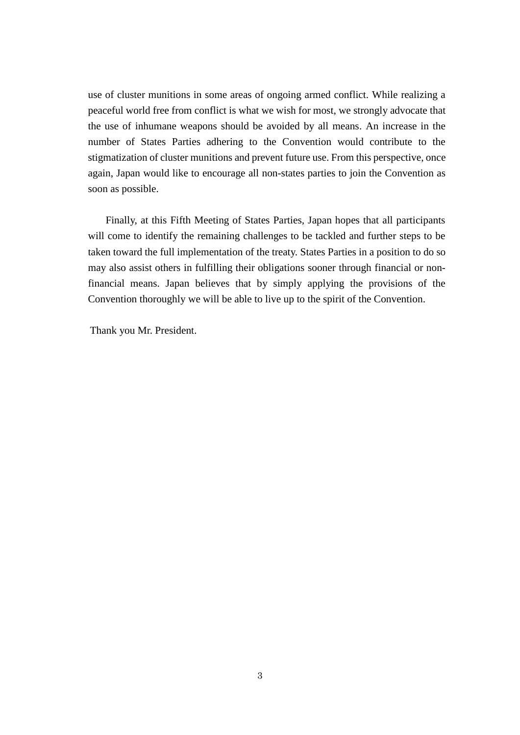use of cluster munitions in some areas of ongoing armed conflict. While realizing a peaceful world free from conflict is what we wish for most, we strongly advocate that the use of inhumane weapons should be avoided by all means. An increase in the number of States Parties adhering to the Convention would contribute to the stigmatization of cluster munitions and prevent future use. From this perspective, once again, Japan would like to encourage all non-states parties to join the Convention as soon as possible.

Finally, at this Fifth Meeting of States Parties, Japan hopes that all participants will come to identify the remaining challenges to be tackled and further steps to be taken toward the full implementation of the treaty. States Parties in a position to do so may also assist others in fulfilling their obligations sooner through financial or non-financial means. Japan believes that by simply applying the provisions of the Convention thoroughly we will be able to live up to the spirit of the Convention.

Thank you Mr. President.